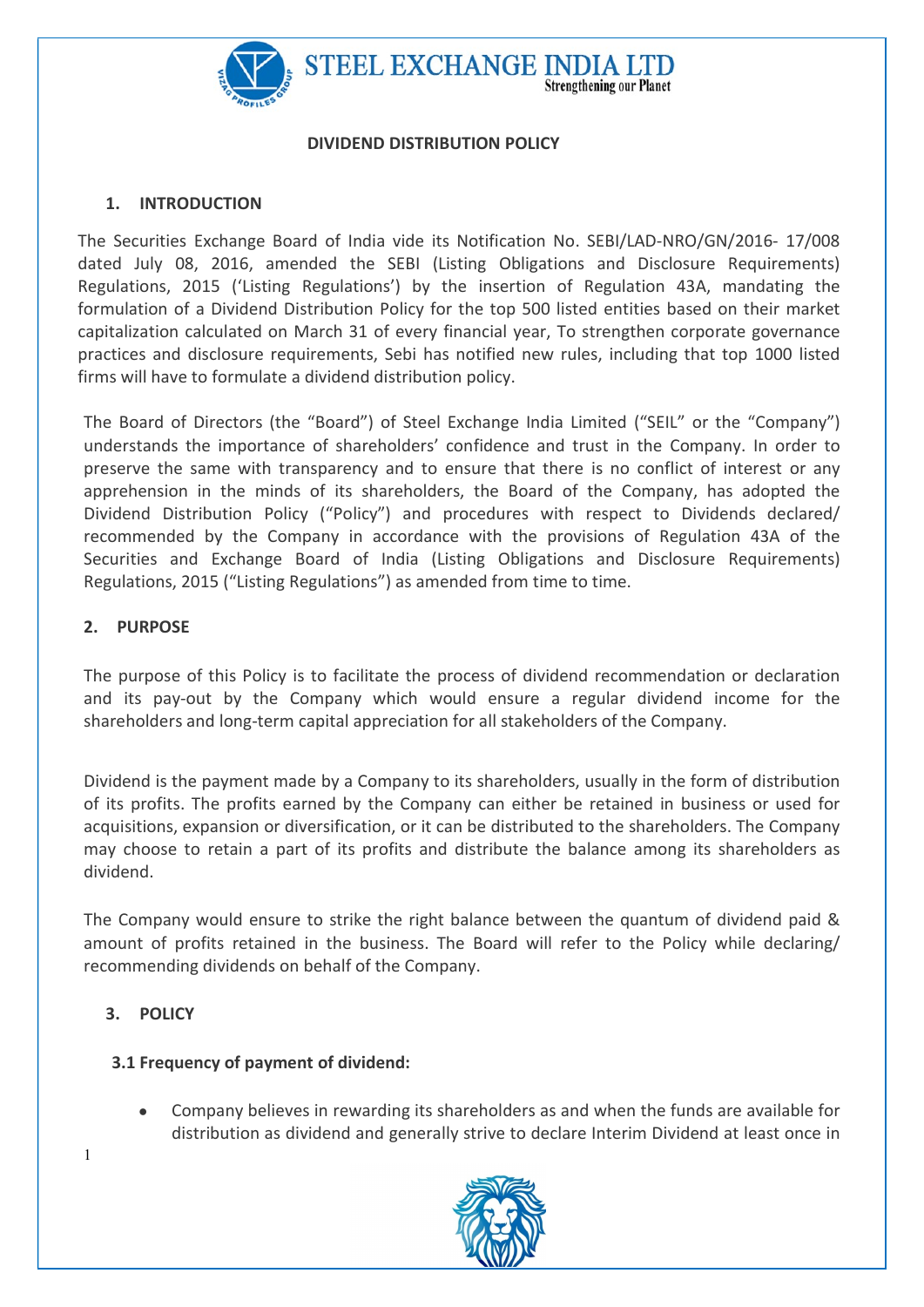**STEEL EXCHANGE INDIA LTD**
Strengthening our Planet

# DIVIDEND DISTRIBUTION POLICY

## 1. INTRODUCTION

The Securities Exchange Board of India vide its Notification No. SEBI/LAD-NRO/GN/2016- 17/008 dated July 08, 2016, amended the SEBI (Listing Obligations and Disclosure Requirements) Regulations, 2015 ('Listing Regulations') by the insertion of Regulation 43A, mandating the formulation of a Dividend Distribution Policy for the top 500 listed entities based on their market capitalization calculated on March 31 of every financial year, To strengthen corporate governance practices and disclosure requirements, Sebi has notified new rules, including that top 1000 listed firms will have to formulate a dividend distribution policy.

The Board of Directors (the "Board") of Steel Exchange India Limited ("SEIL" or the "Company") understands the importance of shareholders' confidence and trust in the Company. In order to preserve the same with transparency and to ensure that there is no conflict of interest or any apprehension in the minds of its shareholders, the Board of the Company, has adopted the Dividend Distribution Policy ("Policy") and procedures with respect to Dividends declared/ recommended by the Company in accordance with the provisions of Regulation 43A of the Securities and Exchange Board of India (Listing Obligations and Disclosure Requirements) Regulations, 2015 ("Listing Regulations") as amended from time to time.

## 2. PURPOSE

The purpose of this Policy is to facilitate the process of dividend recommendation or declaration and its pay-out by the Company which would ensure a regular dividend income for the shareholders and long-term capital appreciation for all stakeholders of the Company.

Dividend is the payment made by a Company to its shareholders, usually in the form of distribution of its profits. The profits earned by the Company can either be retained in business or used for acquisitions, expansion or diversification, or it can be distributed to the shareholders. The Company may choose to retain a part of its profits and distribute the balance among its shareholders as dividend.

The Company would ensure to strike the right balance between the quantum of dividend paid & amount of profits retained in the business. The Board will refer to the Policy while declaring/ recommending dividends on behalf of the Company.

## 3. POLICY

### 3.1 Frequency of payment of dividend:

- Company believes in rewarding its shareholders as and when the funds are available for distribution as dividend and generally strive to declare Interim Dividend at least once in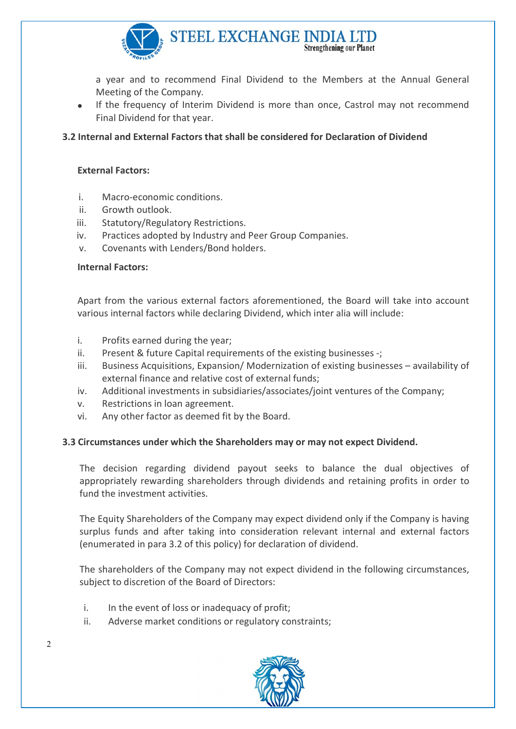a year and to recommend Final Dividend to the Members at the Annual General Meeting of the Company.

- If the frequency of Interim Dividend is more than once, Castrol may not recommend Final Dividend for that year.

### 3.2 Internal and External Factors that shall be considered for Declaration of Dividend

**External Factors:**

i. Macro-economic conditions.
ii. Growth outlook.
iii. Statutory/Regulatory Restrictions.
iv. Practices adopted by Industry and Peer Group Companies.
v. Covenants with Lenders/Bond holders.

**Internal Factors:**

Apart from the various external factors aforementioned, the Board will take into account various internal factors while declaring Dividend, which inter alia will include:

i. Profits earned during the year;
ii. Present & future Capital requirements of the existing businesses -;
iii. Business Acquisitions, Expansion/ Modernization of existing businesses – availability of external finance and relative cost of external funds;
iv. Additional investments in subsidiaries/associates/joint ventures of the Company;
v. Restrictions in loan agreement.
vi. Any other factor as deemed fit by the Board.

### 3.3 Circumstances under which the Shareholders may or may not expect Dividend.

The decision regarding dividend payout seeks to balance the dual objectives of appropriately rewarding shareholders through dividends and retaining profits in order to fund the investment activities.

The Equity Shareholders of the Company may expect dividend only if the Company is having surplus funds and after taking into consideration relevant internal and external factors (enumerated in para 3.2 of this policy) for declaration of dividend.

The shareholders of the Company may not expect dividend in the following circumstances, subject to discretion of the Board of Directors:

i. In the event of loss or inadequacy of profit;
ii. Adverse market conditions or regulatory constraints;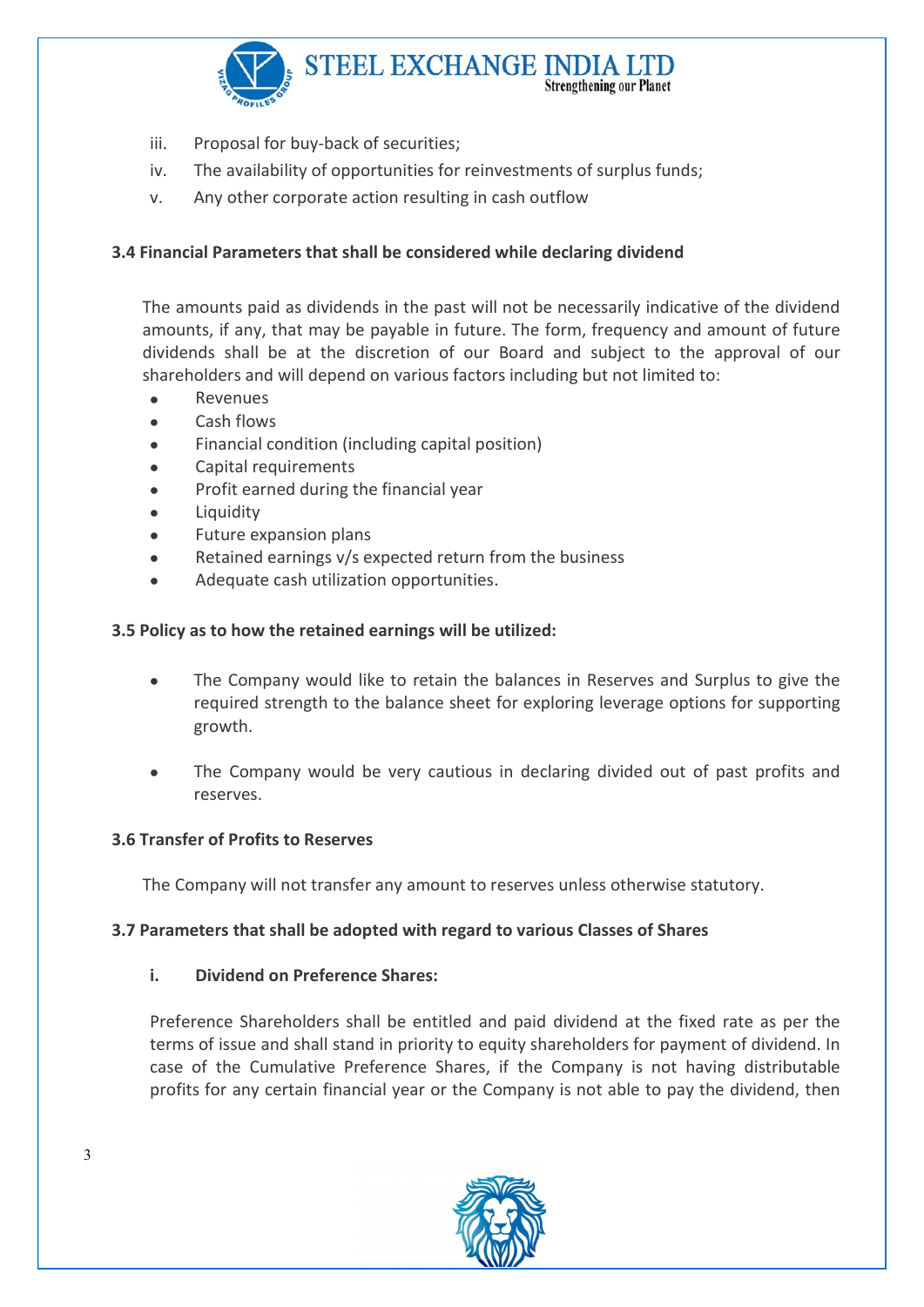iii. Proposal for buy-back of securities;

iv. The availability of opportunities for reinvestments of surplus funds;

v. Any other corporate action resulting in cash outflow

### 3.4 Financial Parameters that shall be considered while declaring dividend

The amounts paid as dividends in the past will not be necessarily indicative of the dividend amounts, if any, that may be payable in future. The form, frequency and amount of future dividends shall be at the discretion of our Board and subject to the approval of our shareholders and will depend on various factors including but not limited to:

- Revenues
- Cash flows
- Financial condition (including capital position)
- Capital requirements
- Profit earned during the financial year
- Liquidity
- Future expansion plans
- Retained earnings v/s expected return from the business
- Adequate cash utilization opportunities.

### 3.5 Policy as to how the retained earnings will be utilized:

- The Company would like to retain the balances in Reserves and Surplus to give the required strength to the balance sheet for exploring leverage options for supporting growth.

- The Company would be very cautious in declaring divided out of past profits and reserves.

### 3.6 Transfer of Profits to Reserves

The Company will not transfer any amount to reserves unless otherwise statutory.

### 3.7 Parameters that shall be adopted with regard to various Classes of Shares

**i. Dividend on Preference Shares:**

Preference Shareholders shall be entitled and paid dividend at the fixed rate as per the terms of issue and shall stand in priority to equity shareholders for payment of dividend. In case of the Cumulative Preference Shares, if the Company is not having distributable profits for any certain financial year or the Company is not able to pay the dividend, then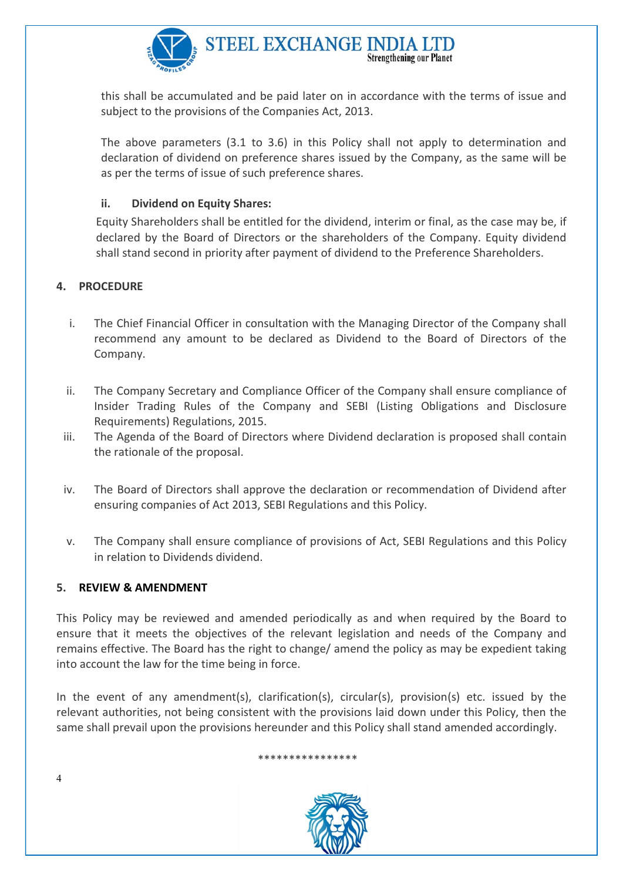this shall be accumulated and be paid later on in accordance with the terms of issue and subject to the provisions of the Companies Act, 2013.

The above parameters (3.1 to 3.6) in this Policy shall not apply to determination and declaration of dividend on preference shares issued by the Company, as the same will be as per the terms of issue of such preference shares.

**ii. Dividend on Equity Shares:**

Equity Shareholders shall be entitled for the dividend, interim or final, as the case may be, if declared by the Board of Directors or the shareholders of the Company. Equity dividend shall stand second in priority after payment of dividend to the Preference Shareholders.

## 4. PROCEDURE

i. The Chief Financial Officer in consultation with the Managing Director of the Company shall recommend any amount to be declared as Dividend to the Board of Directors of the Company.

ii. The Company Secretary and Compliance Officer of the Company shall ensure compliance of Insider Trading Rules of the Company and SEBI (Listing Obligations and Disclosure Requirements) Regulations, 2015.

iii. The Agenda of the Board of Directors where Dividend declaration is proposed shall contain the rationale of the proposal.

iv. The Board of Directors shall approve the declaration or recommendation of Dividend after ensuring companies of Act 2013, SEBI Regulations and this Policy.

v. The Company shall ensure compliance of provisions of Act, SEBI Regulations and this Policy in relation to Dividends dividend.

## 5. REVIEW & AMENDMENT

This Policy may be reviewed and amended periodically as and when required by the Board to ensure that it meets the objectives of the relevant legislation and needs of the Company and remains effective. The Board has the right to change/ amend the policy as may be expedient taking into account the law for the time being in force.

In the event of any amendment(s), clarification(s), circular(s), provision(s) etc. issued by the relevant authorities, not being consistent with the provisions laid down under this Policy, then the same shall prevail upon the provisions hereunder and this Policy shall stand amended accordingly.

****************